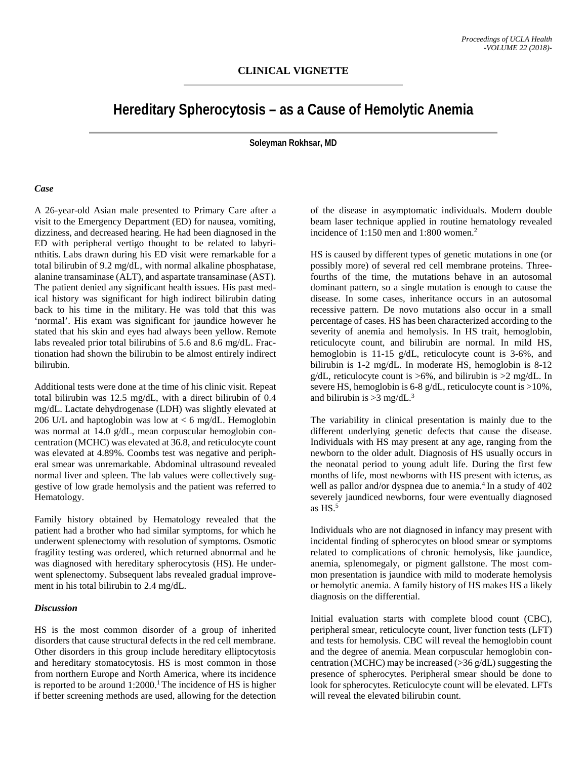**CLINICAL VIGNETTE**

# Hereditary Spherocytosis – as a Cause of Hemolytic Anemia

**Soleyman Rokhsar, MD**

### *Case*

A 26-year-old Asian male presented to Primary Care after a visit to the Emergency Department (ED) for nausea, vomiting, dizziness, and decreased hearing. He had been diagnosed in the ED with peripheral vertigo thought to be related to labyrinthitis. Labs drawn during his ED visit were remarkable for a total bilirubin of 9.2 mg/dL, with normal alkaline phosphatase, alanine transaminase (ALT), and aspartate transaminase (AST). The patient denied any significant health issues. His past medical history was significant for high indirect bilirubin dating back to his time in the military. He was told that this was 'normal'. His exam was significant for jaundice however he stated that his skin and eyes had always been yellow. Remote labs revealed prior total bilirubins of 5.6 and 8.6 mg/dL. Fractionation had shown the bilirubin to be almost entirely indirect bilirubin.

Additional tests were done at the time of his clinic visit. Repeat total bilirubin was 12.5 mg/dL, with a direct bilirubin of 0.4 mg/dL. Lactate dehydrogenase (LDH) was slightly elevated at 206 U/L and haptoglobin was low at < 6 mg/dL. Hemoglobin was normal at 14.0 g/dL, mean corpuscular hemoglobin concentration (MCHC) was elevated at 36.8, and reticulocyte count was elevated at 4.89%. Coombs test was negative and peripheral smear was unremarkable. Abdominal ultrasound revealed normal liver and spleen. The lab values were collectively suggestive of low grade hemolysis and the patient was referred to Hematology.

Family history obtained by Hematology revealed that the patient had a brother who had similar symptoms, for which he underwent splenectomy with resolution of symptoms. Osmotic fragility testing was ordered, which returned abnormal and he was diagnosed with hereditary spherocytosis (HS). He underwent splenectomy. Subsequent labs revealed gradual improvement in his total bilirubin to 2.4 mg/dL.

### *Discussion*

HS is the most common disorder of a group of inherited disorders that cause structural defects in the red cell membrane. Other disorders in this group include hereditary elliptocytosis and hereditary stomatocytosis. HS is most common in those from northern Europe and North America, where its incidence is reported to be around 1:2000.[1] The incidence of HS is higher if better screening methods are used, allowing for the detection of the disease in asymptomatic individuals. Modern double beam laser technique applied in routine hematology revealed incidence of 1:150 men and 1:800 women.[2]

HS is caused by different types of genetic mutations in one (or possibly more) of several red cell membrane proteins. Three-fourths of the time, the mutations behave in an autosomal dominant pattern, so a single mutation is enough to cause the disease. In some cases, inheritance occurs in an autosomal recessive pattern. De novo mutations also occur in a small percentage of cases. HS has been characterized according to the severity of anemia and hemolysis. In HS trait, hemoglobin, reticulocyte count, and bilirubin are normal. In mild HS, hemoglobin is 11-15 g/dL, reticulocyte count is 3-6%, and bilirubin is 1-2 mg/dL. In moderate HS, hemoglobin is 8-12 g/dL, reticulocyte count is >6%, and bilirubin is >2 mg/dL. In severe HS, hemoglobin is 6-8 g/dL, reticulocyte count is >10%, and bilirubin is >3 mg/dL.[3]

The variability in clinical presentation is mainly due to the different underlying genetic defects that cause the disease. Individuals with HS may present at any age, ranging from the newborn to the older adult. Diagnosis of HS usually occurs in the neonatal period to young adult life. During the first few months of life, most newborns with HS present with icterus, as well as pallor and/or dyspnea due to anemia.[4] In a study of 402 severely jaundiced newborns, four were eventually diagnosed as HS.[5]

Individuals who are not diagnosed in infancy may present with incidental finding of spherocytes on blood smear or symptoms related to complications of chronic hemolysis, like jaundice, anemia, splenomegaly, or pigment gallstone. The most common presentation is jaundice with mild to moderate hemolysis or hemolytic anemia. A family history of HS makes HS a likely diagnosis on the differential.

Initial evaluation starts with complete blood count (CBC), peripheral smear, reticulocyte count, liver function tests (LFT) and tests for hemolysis. CBC will reveal the hemoglobin count and the degree of anemia. Mean corpuscular hemoglobin concentration (MCHC) may be increased (>36 g/dL) suggesting the presence of spherocytes. Peripheral smear should be done to look for spherocytes. Reticulocyte count will be elevated. LFTs will reveal the elevated bilirubin count.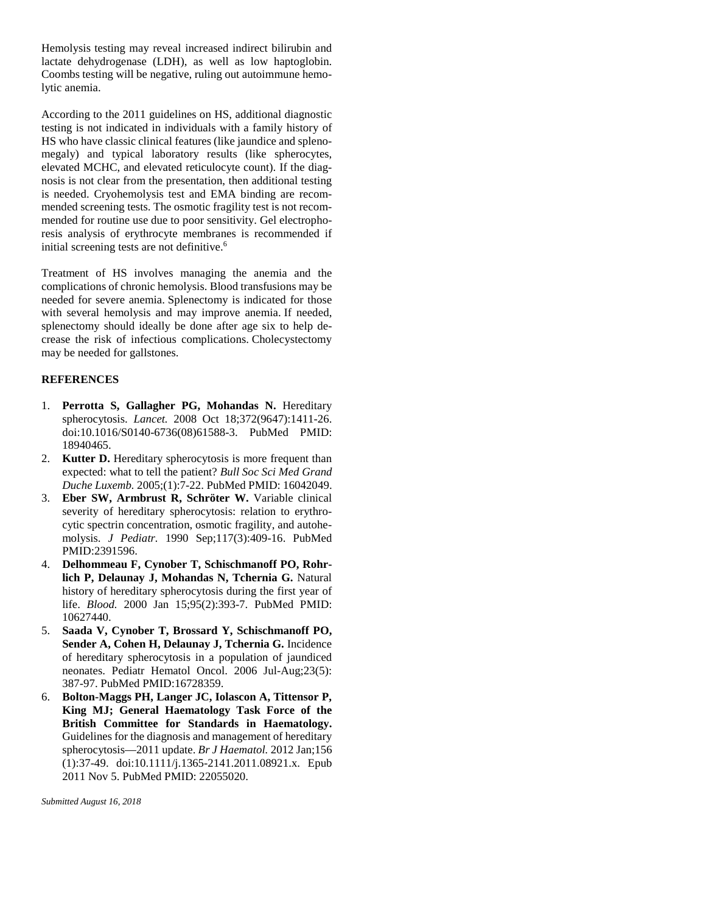Hemolysis testing may reveal increased indirect bilirubin and lactate dehydrogenase (LDH), as well as low haptoglobin. Coombs testing will be negative, ruling out autoimmune hemolytic anemia.

According to the 2011 guidelines on HS, additional diagnostic testing is not indicated in individuals with a family history of HS who have classic clinical features (like jaundice and splenomegaly) and typical laboratory results (like spherocytes, elevated MCHC, and elevated reticulocyte count). If the diagnosis is not clear from the presentation, then additional testing is needed. Cryohemolysis test and EMA binding are recommended screening tests. The osmotic fragility test is not recommended for routine use due to poor sensitivity. Gel electrophoresis analysis of erythrocyte membranes is recommended if initial screening tests are not definitive.[6]

Treatment of HS involves managing the anemia and the complications of chronic hemolysis. Blood transfusions may be needed for severe anemia. Splenectomy is indicated for those with several hemolysis and may improve anemia. If needed, splenectomy should ideally be done after age six to help decrease the risk of infectious complications. Cholecystectomy may be needed for gallstones.

## REFERENCES

1. **Perrotta S, Gallagher PG, Mohandas N.** Hereditary spherocytosis. *Lancet.* 2008 Oct 18;372(9647):1411-26. doi:10.1016/S0140-6736(08)61588-3. PubMed PMID: 18940465.
2. **Kutter D.** Hereditary spherocytosis is more frequent than expected: what to tell the patient? *Bull Soc Sci Med Grand Duche Luxemb.* 2005;(1):7-22. PubMed PMID: 16042049.
3. **Eber SW, Armbrust R, Schröter W.** Variable clinical severity of hereditary spherocytosis: relation to erythrocytic spectrin concentration, osmotic fragility, and autohemolysis. *J Pediatr.* 1990 Sep;117(3):409-16. PubMed PMID:2391596.
4. **Delhommeau F, Cynober T, Schischmanoff PO, Rohrlich P, Delaunay J, Mohandas N, Tchernia G.** Natural history of hereditary spherocytosis during the first year of life. *Blood.* 2000 Jan 15;95(2):393-7. PubMed PMID: 10627440.
5. **Saada V, Cynober T, Brossard Y, Schischmanoff PO, Sender A, Cohen H, Delaunay J, Tchernia G.** Incidence of hereditary spherocytosis in a population of jaundiced neonates. Pediatr Hematol Oncol. 2006 Jul-Aug;23(5): 387-97. PubMed PMID:16728359.
6. **Bolton-Maggs PH, Langer JC, Iolascon A, Tittensor P, King MJ; General Haematology Task Force of the British Committee for Standards in Haematology.** Guidelines for the diagnosis and management of hereditary spherocytosis—2011 update. *Br J Haematol.* 2012 Jan;156 (1):37-49. doi:10.1111/j.1365-2141.2011.08921.x. Epub 2011 Nov 5. PubMed PMID: 22055020.

*Submitted August 16, 2018*